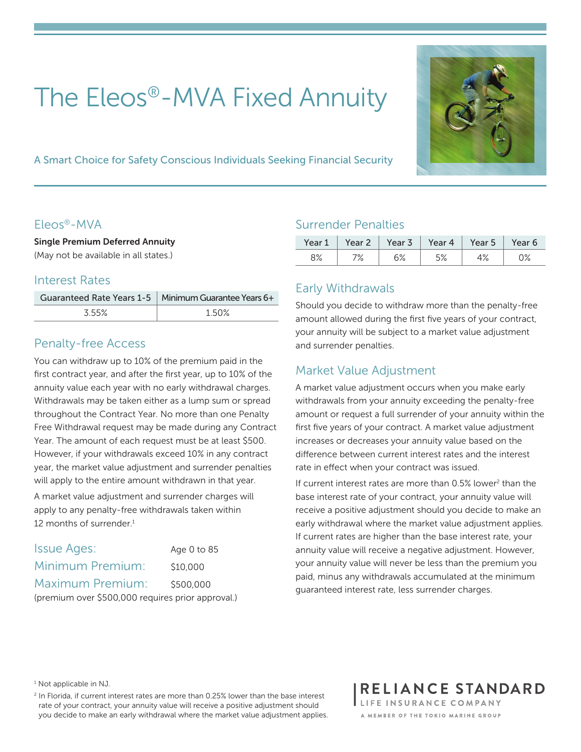# The Eleos®-MVA Fixed Annuity

A Smart Choice for Safety Conscious Individuals Seeking Financial Security

## Eleos®-MVA

**Single Premium Deferred Annuity**
(May not be available in all states.)

## Interest Rates

| Guaranteed Rate Years 1-5 | Minimum Guarantee Years 6+ |
|---|---|
| 3.55% | 1.50% |

## Penalty-free Access

You can withdraw up to 10% of the premium paid in the first contract year, and after the first year, up to 10% of the annuity value each year with no early withdrawal charges. Withdrawals may be taken either as a lump sum or spread throughout the Contract Year. No more than one Penalty Free Withdrawal request may be made during any Contract Year. The amount of each request must be at least $500. However, if your withdrawals exceed 10% in any contract year, the market value adjustment and surrender penalties will apply to the entire amount withdrawn in that year.

A market value adjustment and surrender charges will apply to any penalty-free withdrawals taken within 12 months of surrender.[1]

**Issue Ages:** Age 0 to 85
**Minimum Premium:** $10,000
**Maximum Premium:** $500,000
(premium over $500,000 requires prior approval.)

## Surrender Penalties

| Year 1 | Year 2 | Year 3 | Year 4 | Year 5 | Year 6 |
|---|---|---|---|---|---|
| 8% | 7% | 6% | 5% | 4% | 0% |

## Early Withdrawals

Should you decide to withdraw more than the penalty-free amount allowed during the first five years of your contract, your annuity will be subject to a market value adjustment and surrender penalties.

## Market Value Adjustment

A market value adjustment occurs when you make early withdrawals from your annuity exceeding the penalty-free amount or request a full surrender of your annuity within the first five years of your contract. A market value adjustment increases or decreases your annuity value based on the difference between current interest rates and the interest rate in effect when your contract was issued.

If current interest rates are more than 0.5% lower[2] than the base interest rate of your contract, your annuity value will receive a positive adjustment should you decide to make an early withdrawal where the market value adjustment applies. If current rates are higher than the base interest rate, your annuity value will receive a negative adjustment. However, your annuity value will never be less than the premium you paid, minus any withdrawals accumulated at the minimum guaranteed interest rate, less surrender charges.

[1] Not applicable in NJ.

[2] In Florida, if current interest rates are more than 0.25% lower than the base interest rate of your contract, your annuity value will receive a positive adjustment should you decide to make an early withdrawal where the market value adjustment applies.

RELIANCE STANDARD
LIFE INSURANCE COMPANY
A MEMBER OF THE TOKIO MARINE GROUP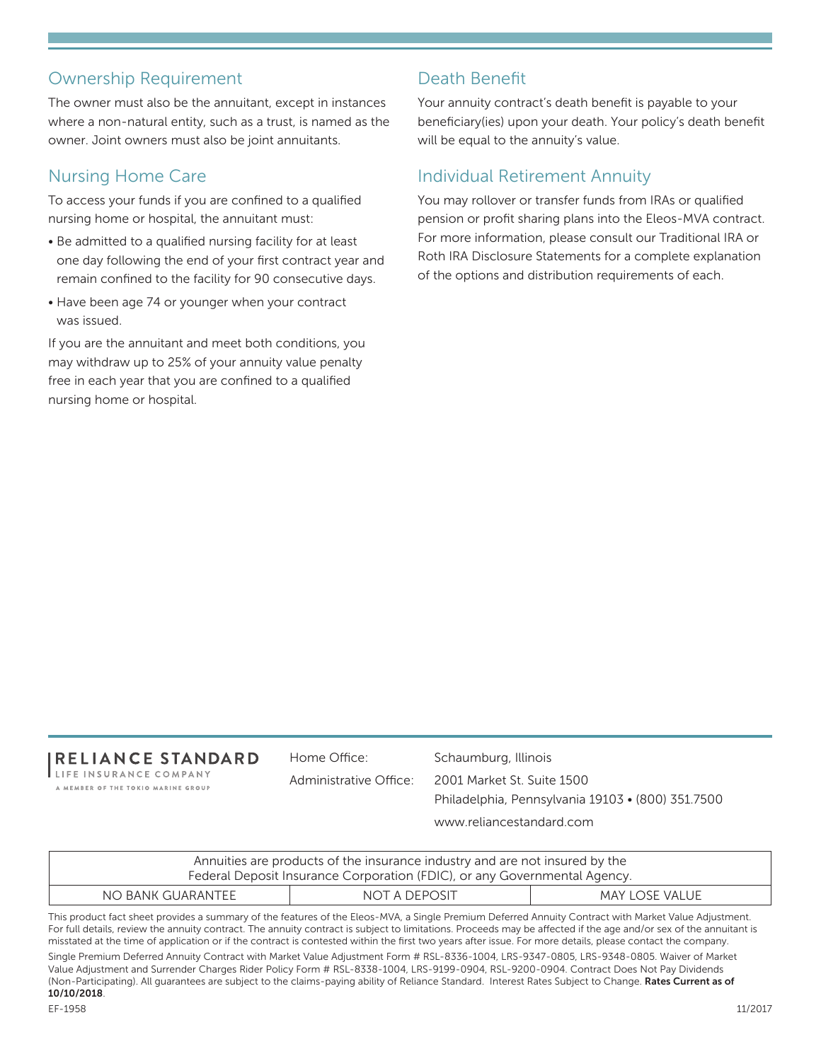## Ownership Requirement

The owner must also be the annuitant, except in instances where a non-natural entity, such as a trust, is named as the owner. Joint owners must also be joint annuitants.

## Nursing Home Care

To access your funds if you are confined to a qualified nursing home or hospital, the annuitant must:

- Be admitted to a qualified nursing facility for at least one day following the end of your first contract year and remain confined to the facility for 90 consecutive days.
- Have been age 74 or younger when your contract was issued.

If you are the annuitant and meet both conditions, you may withdraw up to 25% of your annuity value penalty free in each year that you are confined to a qualified nursing home or hospital.

## Death Benefit

Your annuity contract's death benefit is payable to your beneficiary(ies) upon your death. Your policy's death benefit will be equal to the annuity's value.

## Individual Retirement Annuity

You may rollover or transfer funds from IRAs or qualified pension or profit sharing plans into the Eleos-MVA contract. For more information, please consult our Traditional IRA or Roth IRA Disclosure Statements for a complete explanation of the options and distribution requirements of each.

**RELIANCE STANDARD**
LIFE INSURANCE COMPANY
A MEMBER OF THE TOKIO MARINE GROUP

Home Office: Schaumburg, Illinois

Administrative Office: 2001 Market St. Suite 1500
Philadelphia, Pennsylvania 19103 • (800) 351.7500
www.reliancestandard.com

| Annuities are products of the insurance industry and are not insured by the Federal Deposit Insurance Corporation (FDIC), or any Governmental Agency. | | |
|---|---|---|
| NO BANK GUARANTEE | NOT A DEPOSIT | MAY LOSE VALUE |

This product fact sheet provides a summary of the features of the Eleos-MVA, a Single Premium Deferred Annuity Contract with Market Value Adjustment. For full details, review the annuity contract. The annuity contract is subject to limitations. Proceeds may be affected if the age and/or sex of the annuitant is misstated at the time of application or if the contract is contested within the first two years after issue. For more details, please contact the company.

Single Premium Deferred Annuity Contract with Market Value Adjustment Form # RSL-8336-1004, LRS-9347-0805, LRS-9348-0805. Waiver of Market Value Adjustment and Surrender Charges Rider Policy Form # RSL-8338-1004, LRS-9199-0904, RSL-9200-0904. Contract Does Not Pay Dividends (Non-Participating). All guarantees are subject to the claims-paying ability of Reliance Standard. Interest Rates Subject to Change. **Rates Current as of 10/10/2018**.

EF-1958 11/2017